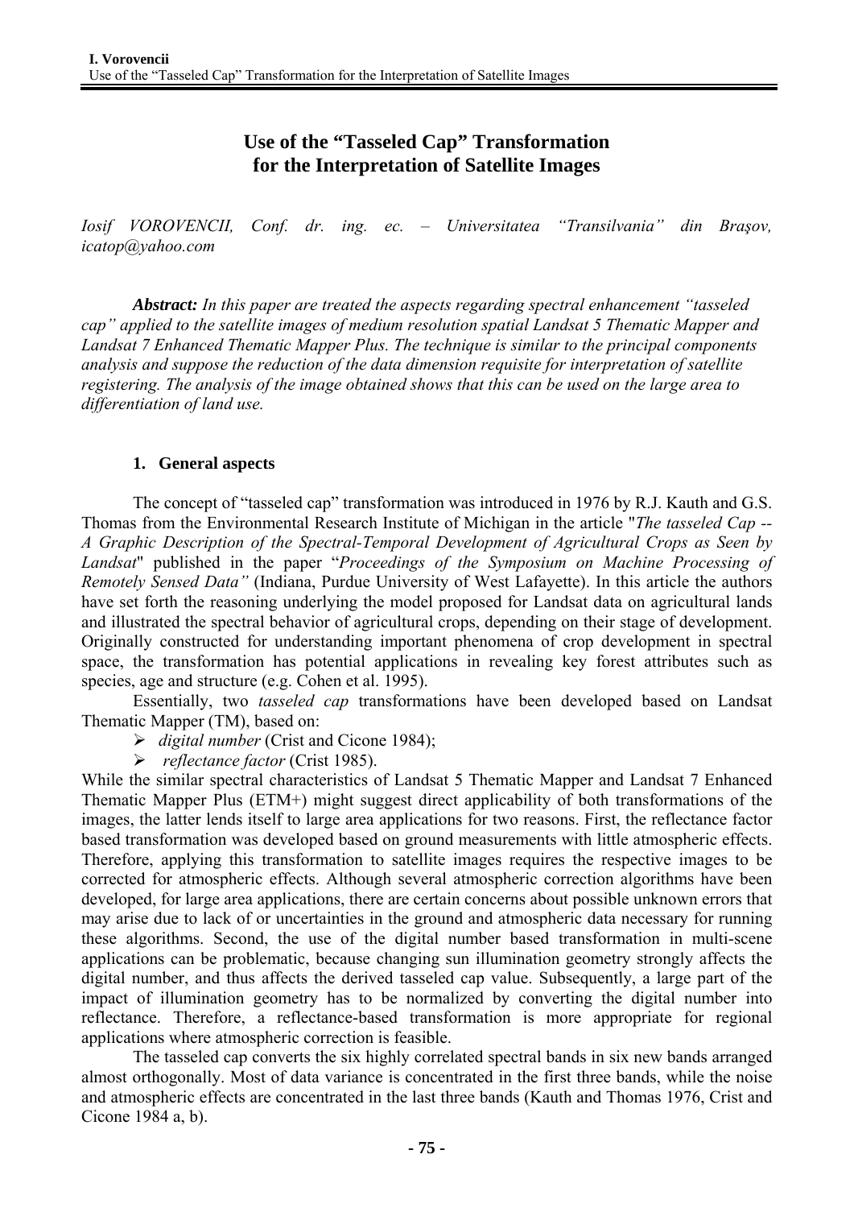# Use of the "Tasseled Cap" Transformation for the Interpretation of Satellite Images

*Iosif VOROVENCII, Conf. dr. ing. ec. – Universitatea "Transilvania" din Braşov, icatop@yahoo.com*

***Abstract:*** *In this paper are treated the aspects regarding spectral enhancement "tasseled cap" applied to the satellite images of medium resolution spatial Landsat 5 Thematic Mapper and Landsat 7 Enhanced Thematic Mapper Plus. The technique is similar to the principal components analysis and suppose the reduction of the data dimension requisite for interpretation of satellite registering. The analysis of the image obtained shows that this can be used on the large area to differentiation of land use.*

## 1. General aspects

The concept of "tasseled cap" transformation was introduced in 1976 by R.J. Kauth and G.S. Thomas from the Environmental Research Institute of Michigan in the article "*The tasseled Cap -- A Graphic Description of the Spectral-Temporal Development of Agricultural Crops as Seen by Landsat*" published in the paper "*Proceedings of the Symposium on Machine Processing of Remotely Sensed Data"* (Indiana, Purdue University of West Lafayette). In this article the authors have set forth the reasoning underlying the model proposed for Landsat data on agricultural lands and illustrated the spectral behavior of agricultural crops, depending on their stage of development. Originally constructed for understanding important phenomena of crop development in spectral space, the transformation has potential applications in revealing key forest attributes such as species, age and structure (e.g. Cohen et al. 1995).

Essentially, two *tasseled cap* transformations have been developed based on Landsat Thematic Mapper (TM), based on:

- *digital number* (Crist and Cicone 1984);
- *reflectance factor* (Crist 1985).

While the similar spectral characteristics of Landsat 5 Thematic Mapper and Landsat 7 Enhanced Thematic Mapper Plus (ETM+) might suggest direct applicability of both transformations of the images, the latter lends itself to large area applications for two reasons. First, the reflectance factor based transformation was developed based on ground measurements with little atmospheric effects. Therefore, applying this transformation to satellite images requires the respective images to be corrected for atmospheric effects. Although several atmospheric correction algorithms have been developed, for large area applications, there are certain concerns about possible unknown errors that may arise due to lack of or uncertainties in the ground and atmospheric data necessary for running these algorithms. Second, the use of the digital number based transformation in multi-scene applications can be problematic, because changing sun illumination geometry strongly affects the digital number, and thus affects the derived tasseled cap value. Subsequently, a large part of the impact of illumination geometry has to be normalized by converting the digital number into reflectance. Therefore, a reflectance-based transformation is more appropriate for regional applications where atmospheric correction is feasible.

The tasseled cap converts the six highly correlated spectral bands in six new bands arranged almost orthogonally. Most of data variance is concentrated in the first three bands, while the noise and atmospheric effects are concentrated in the last three bands (Kauth and Thomas 1976, Crist and Cicone 1984 a, b).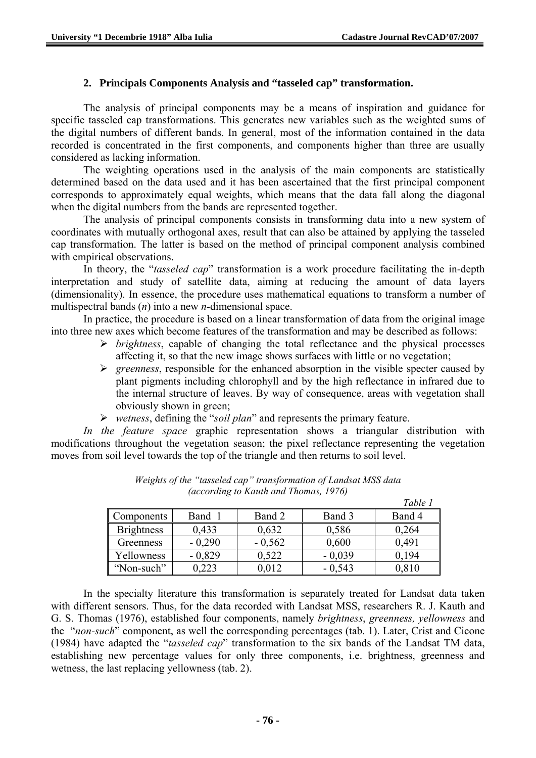## 2. Principals Components Analysis and "tasseled cap" transformation.

The analysis of principal components may be a means of inspiration and guidance for specific tasseled cap transformations. This generates new variables such as the weighted sums of the digital numbers of different bands. In general, most of the information contained in the data recorded is concentrated in the first components, and components higher than three are usually considered as lacking information.

The weighting operations used in the analysis of the main components are statistically determined based on the data used and it has been ascertained that the first principal component corresponds to approximately equal weights, which means that the data fall along the diagonal when the digital numbers from the bands are represented together.

The analysis of principal components consists in transforming data into a new system of coordinates with mutually orthogonal axes, result that can also be attained by applying the tasseled cap transformation. The latter is based on the method of principal component analysis combined with empirical observations.

In theory, the "*tasseled cap*" transformation is a work procedure facilitating the in-depth interpretation and study of satellite data, aiming at reducing the amount of data layers (dimensionality). In essence, the procedure uses mathematical equations to transform a number of multispectral bands (*n*) into a new *n*-dimensional space.

In practice, the procedure is based on a linear transformation of data from the original image into three new axes which become features of the transformation and may be described as follows:

- *brightness*, capable of changing the total reflectance and the physical processes affecting it, so that the new image shows surfaces with little or no vegetation;
- *greenness*, responsible for the enhanced absorption in the visible specter caused by plant pigments including chlorophyll and by the high reflectance in infrared due to the internal structure of leaves. By way of consequence, areas with vegetation shall obviously shown in green;
- *wetness*, defining the "*soil plan*" and represents the primary feature.

*In the feature space* graphic representation shows a triangular distribution with modifications throughout the vegetation season; the pixel reflectance representing the vegetation moves from soil level towards the top of the triangle and then returns to soil level.

*Weights of the "tasseled cap" transformation of Landsat MSS data (according to Kauth and Thomas, 1976)*

*Table 1*

| Components | Band 1 | Band 2 | Band 3 | Band 4 |
|---|---|---|---|---|
| Brightness | 0,433 | 0,632 | 0,586 | 0,264 |
| Greenness | - 0,290 | - 0,562 | 0,600 | 0,491 |
| Yellowness | - 0,829 | 0,522 | - 0,039 | 0,194 |
| "Non-such" | 0,223 | 0,012 | - 0,543 | 0,810 |

In the specialty literature this transformation is separately treated for Landsat data taken with different sensors. Thus, for the data recorded with Landsat MSS, researchers R. J. Kauth and G. S. Thomas (1976), established four components, namely *brightness*, *greenness, yellowness* and the "*non-such*" component, as well the corresponding percentages (tab. 1). Later, Crist and Cicone (1984) have adapted the "*tasseled cap*" transformation to the six bands of the Landsat TM data, establishing new percentage values for only three components, i.e. brightness, greenness and wetness, the last replacing yellowness (tab. 2).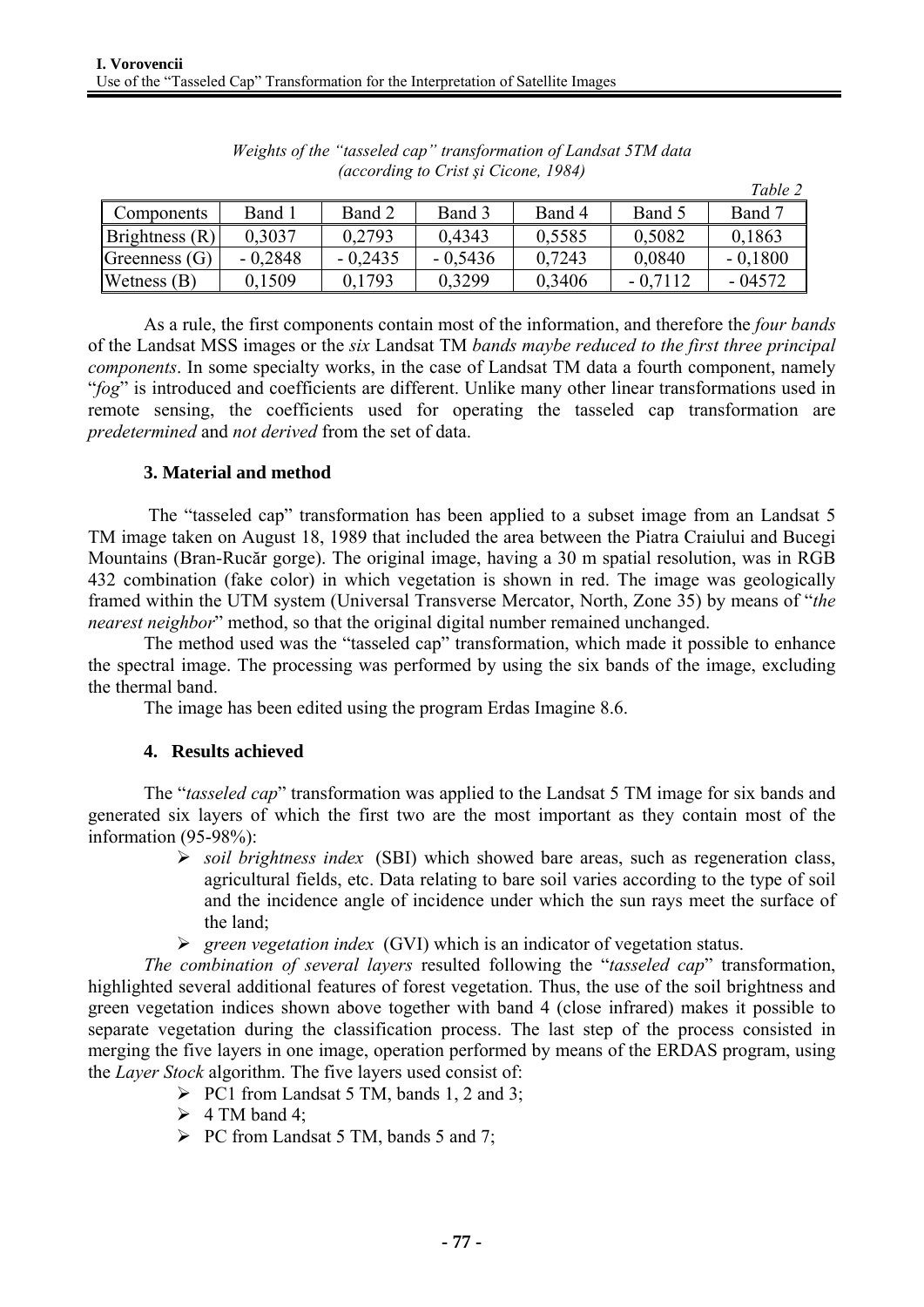*Weights of the "tasseled cap" transformation of Landsat 5TM data (according to Crist şi Cicone, 1984)*

*Table 2*

| Components | Band 1 | Band 2 | Band 3 | Band 4 | Band 5 | Band 7 |
|---|---|---|---|---|---|---|
| Brightness (R) | 0,3037 | 0,2793 | 0,4343 | 0,5585 | 0,5082 | 0,1863 |
| Greenness (G) | - 0,2848 | - 0,2435 | - 0,5436 | 0,7243 | 0,0840 | - 0,1800 |
| Wetness (B) | 0,1509 | 0,1793 | 0,3299 | 0,3406 | - 0,7112 | - 04572 |

As a rule, the first components contain most of the information, and therefore the *four bands* of the Landsat MSS images or the *six* Landsat TM *bands maybe reduced to the first three principal components*. In some specialty works, in the case of Landsat TM data a fourth component, namely "*fog*" is introduced and coefficients are different. Unlike many other linear transformations used in remote sensing, the coefficients used for operating the tasseled cap transformation are *predetermined* and *not derived* from the set of data.

### 3. Material and method

The "tasseled cap" transformation has been applied to a subset image from an Landsat 5 TM image taken on August 18, 1989 that included the area between the Piatra Craiului and Bucegi Mountains (Bran-Rucăr gorge). The original image, having a 30 m spatial resolution, was in RGB 432 combination (fake color) in which vegetation is shown in red. The image was geologically framed within the UTM system (Universal Transverse Mercator, North, Zone 35) by means of "*the nearest neighbor*" method, so that the original digital number remained unchanged.

The method used was the "tasseled cap" transformation, which made it possible to enhance the spectral image. The processing was performed by using the six bands of the image, excluding the thermal band.

The image has been edited using the program Erdas Imagine 8.6.

### 4. Results achieved

The "*tasseled cap*" transformation was applied to the Landsat 5 TM image for six bands and generated six layers of which the first two are the most important as they contain most of the information (95-98%):

- *soil brightness index* (SBI) which showed bare areas, such as regeneration class, agricultural fields, etc. Data relating to bare soil varies according to the type of soil and the incidence angle of incidence under which the sun rays meet the surface of the land;
- *green vegetation index* (GVI) which is an indicator of vegetation status.

*The combination of several layers* resulted following the "*tasseled cap*" transformation, highlighted several additional features of forest vegetation. Thus, the use of the soil brightness and green vegetation indices shown above together with band 4 (close infrared) makes it possible to separate vegetation during the classification process. The last step of the process consisted in merging the five layers in one image, operation performed by means of the ERDAS program, using the *Layer Stock* algorithm. The five layers used consist of:

- PC1 from Landsat 5 TM, bands 1, 2 and 3;
- 4 TM band 4;
- PC from Landsat 5 TM, bands 5 and 7;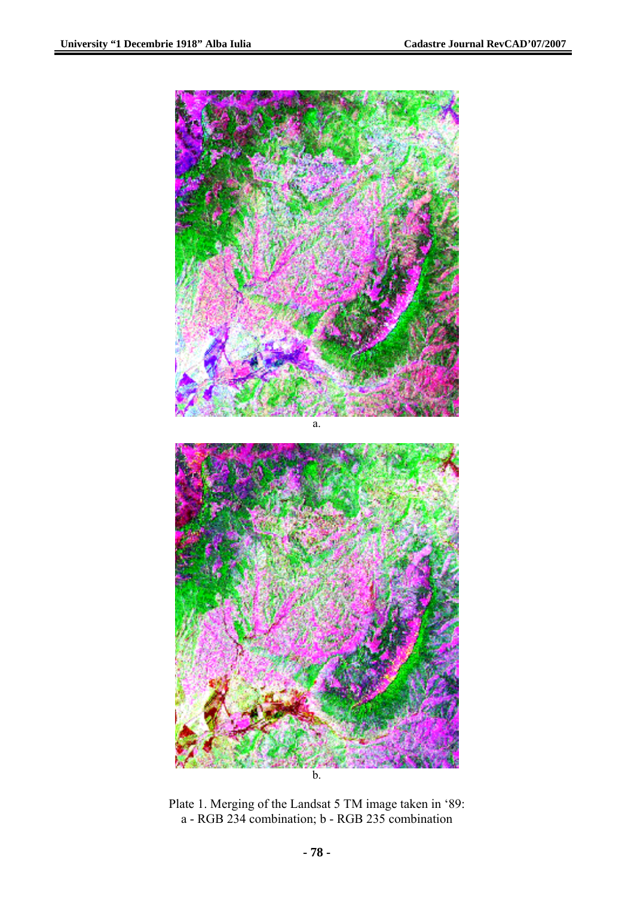a.

b.

Plate 1. Merging of the Landsat 5 TM image taken in '89:
a - RGB 234 combination; b - RGB 235 combination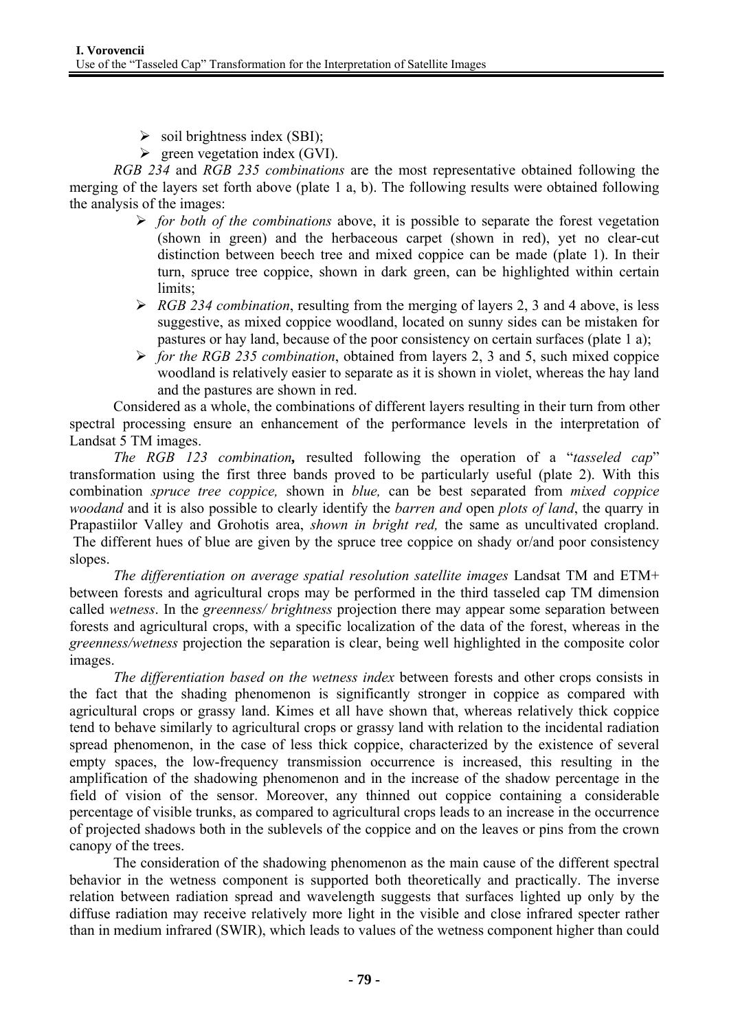- soil brightness index (SBI);
- green vegetation index (GVI).

*RGB 234* and *RGB 235 combinations* are the most representative obtained following the merging of the layers set forth above (plate 1 a, b). The following results were obtained following the analysis of the images:

- *for both of the combinations* above, it is possible to separate the forest vegetation (shown in green) and the herbaceous carpet (shown in red), yet no clear-cut distinction between beech tree and mixed coppice can be made (plate 1). In their turn, spruce tree coppice, shown in dark green, can be highlighted within certain limits;
- *RGB 234 combination*, resulting from the merging of layers 2, 3 and 4 above, is less suggestive, as mixed coppice woodland, located on sunny sides can be mistaken for pastures or hay land, because of the poor consistency on certain surfaces (plate 1 a);
- *for the RGB 235 combination*, obtained from layers 2, 3 and 5, such mixed coppice woodland is relatively easier to separate as it is shown in violet, whereas the hay land and the pastures are shown in red.

Considered as a whole, the combinations of different layers resulting in their turn from other spectral processing ensure an enhancement of the performance levels in the interpretation of Landsat 5 TM images.

*The RGB 123 combination***,** resulted following the operation of a "*tasseled cap*" transformation using the first three bands proved to be particularly useful (plate 2). With this combination *spruce tree coppice,* shown in *blue,* can be best separated from *mixed coppice woodand* and it is also possible to clearly identify the *barren and* open *plots of land*, the quarry in Prapastiilor Valley and Grohotis area, *shown in bright red,* the same as uncultivated cropland. The different hues of blue are given by the spruce tree coppice on shady or/and poor consistency slopes.

*The differentiation on average spatial resolution satellite images* Landsat TM and ETM+ between forests and agricultural crops may be performed in the third tasseled cap TM dimension called *wetness*. In the *greenness/ brightness* projection there may appear some separation between forests and agricultural crops, with a specific localization of the data of the forest, whereas in the *greenness/wetness* projection the separation is clear, being well highlighted in the composite color images.

*The differentiation based on the wetness index* between forests and other crops consists in the fact that the shading phenomenon is significantly stronger in coppice as compared with agricultural crops or grassy land. Kimes et all have shown that, whereas relatively thick coppice tend to behave similarly to agricultural crops or grassy land with relation to the incidental radiation spread phenomenon, in the case of less thick coppice, characterized by the existence of several empty spaces, the low-frequency transmission occurrence is increased, this resulting in the amplification of the shadowing phenomenon and in the increase of the shadow percentage in the field of vision of the sensor. Moreover, any thinned out coppice containing a considerable percentage of visible trunks, as compared to agricultural crops leads to an increase in the occurrence of projected shadows both in the sublevels of the coppice and on the leaves or pins from the crown canopy of the trees.

The consideration of the shadowing phenomenon as the main cause of the different spectral behavior in the wetness component is supported both theoretically and practically. The inverse relation between radiation spread and wavelength suggests that surfaces lighted up only by the diffuse radiation may receive relatively more light in the visible and close infrared specter rather than in medium infrared (SWIR), which leads to values of the wetness component higher than could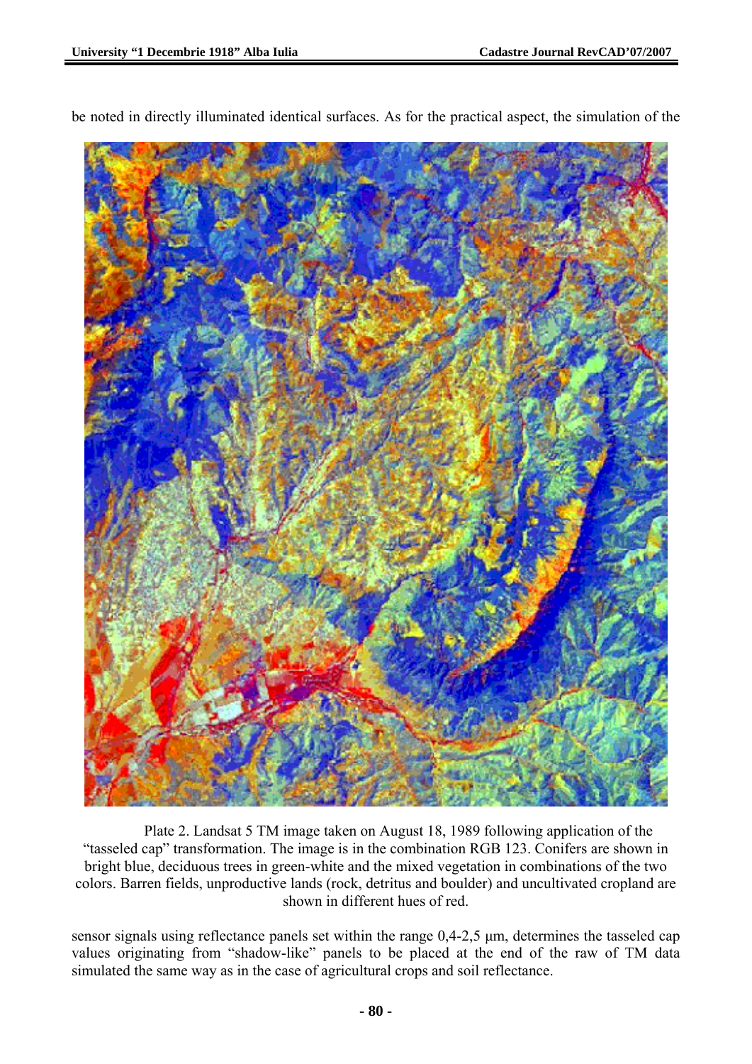be noted in directly illuminated identical surfaces. As for the practical aspect, the simulation of the

Plate 2. Landsat 5 TM image taken on August 18, 1989 following application of the “tasseled cap” transformation. The image is in the combination RGB 123. Conifers are shown in bright blue, deciduous trees in green-white and the mixed vegetation in combinations of the two colors. Barren fields, unproductive lands (rock, detritus and boulder) and uncultivated cropland are shown in different hues of red.

sensor signals using reflectance panels set within the range 0,4-2,5 μm, determines the tasseled cap values originating from “shadow-like” panels to be placed at the end of the raw of TM data simulated the same way as in the case of agricultural crops and soil reflectance.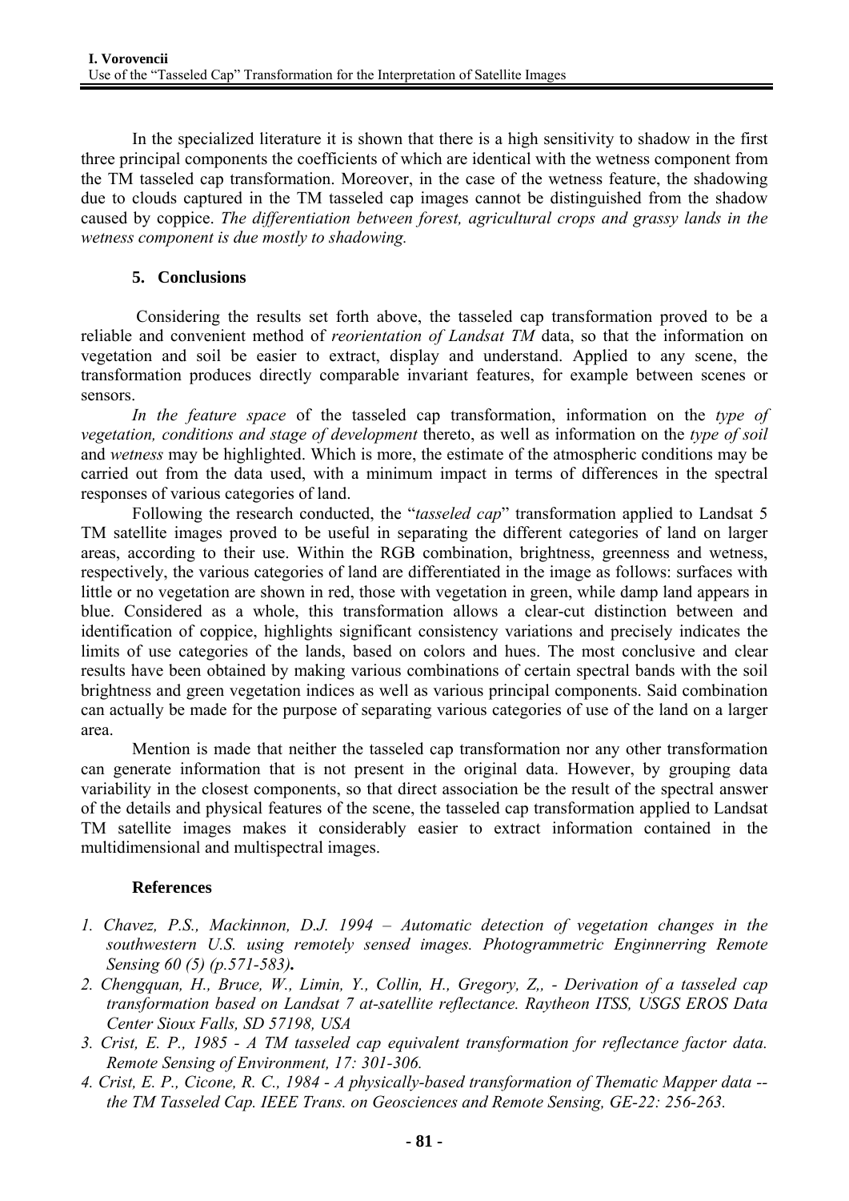In the specialized literature it is shown that there is a high sensitivity to shadow in the first three principal components the coefficients of which are identical with the wetness component from the TM tasseled cap transformation. Moreover, in the case of the wetness feature, the shadowing due to clouds captured in the TM tasseled cap images cannot be distinguished from the shadow caused by coppice. *The differentiation between forest, agricultural crops and grassy lands in the wetness component is due mostly to shadowing.*

## 5. Conclusions

Considering the results set forth above, the tasseled cap transformation proved to be a reliable and convenient method of *reorientation of Landsat TM* data, so that the information on vegetation and soil be easier to extract, display and understand. Applied to any scene, the transformation produces directly comparable invariant features, for example between scenes or sensors.

*In the feature space* of the tasseled cap transformation, information on the *type of vegetation, conditions and stage of development* thereto, as well as information on the *type of soil* and *wetness* may be highlighted. Which is more, the estimate of the atmospheric conditions may be carried out from the data used, with a minimum impact in terms of differences in the spectral responses of various categories of land.

Following the research conducted, the "*tasseled cap*" transformation applied to Landsat 5 TM satellite images proved to be useful in separating the different categories of land on larger areas, according to their use. Within the RGB combination, brightness, greenness and wetness, respectively, the various categories of land are differentiated in the image as follows: surfaces with little or no vegetation are shown in red, those with vegetation in green, while damp land appears in blue. Considered as a whole, this transformation allows a clear-cut distinction between and identification of coppice, highlights significant consistency variations and precisely indicates the limits of use categories of the lands, based on colors and hues. The most conclusive and clear results have been obtained by making various combinations of certain spectral bands with the soil brightness and green vegetation indices as well as various principal components. Said combination can actually be made for the purpose of separating various categories of use of the land on a larger area.

Mention is made that neither the tasseled cap transformation nor any other transformation can generate information that is not present in the original data. However, by grouping data variability in the closest components, so that direct association be the result of the spectral answer of the details and physical features of the scene, the tasseled cap transformation applied to Landsat TM satellite images makes it considerably easier to extract information contained in the multidimensional and multispectral images.

## References

1. *Chavez, P.S., Mackinnon, D.J. 1994 – Automatic detection of vegetation changes in the southwestern U.S. using remotely sensed images. Photogrammetric Enginnerring Remote Sensing 60 (5) (p.571-583)***.**
2. *Chengquan, H., Bruce, W., Limin, Y., Collin, H., Gregory, Z,, - Derivation of a tasseled cap transformation based on Landsat 7 at-satellite reflectance. Raytheon ITSS, USGS EROS Data Center Sioux Falls, SD 57198, USA*
3. *Crist, E. P., 1985 - A TM tasseled cap equivalent transformation for reflectance factor data. Remote Sensing of Environment, 17: 301-306.*
4. *Crist, E. P., Cicone, R. C., 1984 - A physically-based transformation of Thematic Mapper data -- the TM Tasseled Cap. IEEE Trans. on Geosciences and Remote Sensing, GE-22: 256-263.*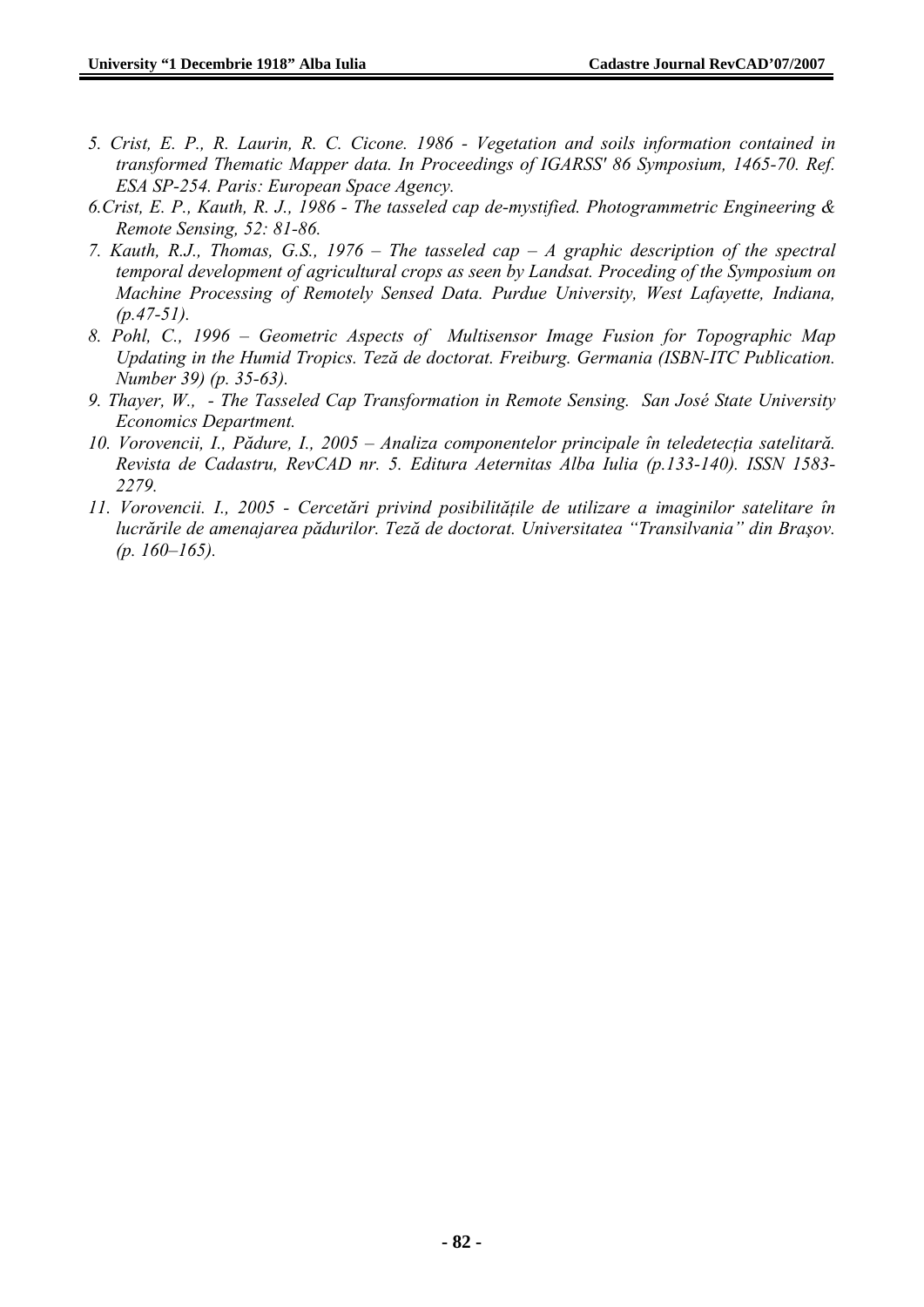*5. Crist, E. P., R. Laurin, R. C. Cicone. 1986 - Vegetation and soils information contained in transformed Thematic Mapper data. In Proceedings of IGARSS' 86 Symposium, 1465-70. Ref. ESA SP-254. Paris: European Space Agency.*

*6.Crist, E. P., Kauth, R. J., 1986 - The tasseled cap de-mystified. Photogrammetric Engineering & Remote Sensing, 52: 81-86.*

*7. Kauth, R.J., Thomas, G.S., 1976 – The tasseled cap – A graphic description of the spectral temporal development of agricultural crops as seen by Landsat. Proceding of the Symposium on Machine Processing of Remotely Sensed Data. Purdue University, West Lafayette, Indiana, (p.47-51).*

*8. Pohl, C., 1996 – Geometric Aspects of Multisensor Image Fusion for Topographic Map Updating in the Humid Tropics. Teză de doctorat. Freiburg. Germania (ISBN-ITC Publication. Number 39) (p. 35-63).*

*9. Thayer, W., - The Tasseled Cap Transformation in Remote Sensing. San José State University Economics Department.*

*10. Vorovencii, I., Pădure, I., 2005 – Analiza componentelor principale în teledetecția satelitară. Revista de Cadastru, RevCAD nr. 5. Editura Aeternitas Alba Iulia (p.133-140). ISSN 1583-2279.*

*11. Vorovencii. I., 2005 - Cercetări privind posibilitățile de utilizare a imaginilor satelitare în lucrările de amenajarea pădurilor. Teză de doctorat. Universitatea "Transilvania" din Braşov. (p. 160–165).*